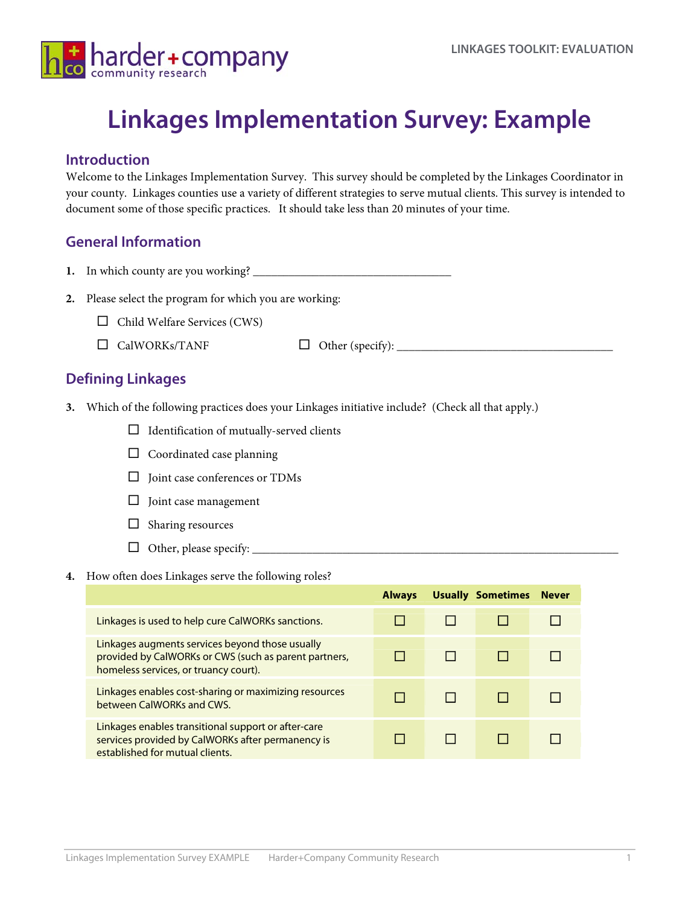# Linkages Implementation Survey: Example

## Introduction

Welcome to the Linkages Implementation Survey. This survey should be completed by the Linkages Coordinator in your county. Linkages counties use a variety of different strategies to serve mutual clients. This survey is intended to document some of those specific practices. It should take less than 20 minutes of your time.

## General Information

**1.** In which county are you working? ________________________________

**2.** Please select the program for which you are working:

- ☐ Child Welfare Services (CWS)
- ☐ CalWORKs/TANF
- ☐ Other (specify): ____________________________________

## Defining Linkages

**3.** Which of the following practices does your Linkages initiative include? (Check all that apply.)

- ☐ Identification of mutually-served clients
- ☐ Coordinated case planning
- ☐ Joint case conferences or TDMs
- ☐ Joint case management
- ☐ Sharing resources
- ☐ Other, please specify: ______________________________________________________________

**4.** How often does Linkages serve the following roles?

| | Always | Usually | Sometimes | Never |
|---|---|---|---|---|
| Linkages is used to help cure CalWORKs sanctions. | ☐ | ☐ | ☐ | ☐ |
| Linkages augments services beyond those usually provided by CalWORKs or CWS (such as parent partners, homeless services, or truancy court). | ☐ | ☐ | ☐ | ☐ |
| Linkages enables cost-sharing or maximizing resources between CalWORKs and CWS. | ☐ | ☐ | ☐ | ☐ |
| Linkages enables transitional support or after-care services provided by CalWORKs after permanency is established for mutual clients. | ☐ | ☐ | ☐ | ☐ |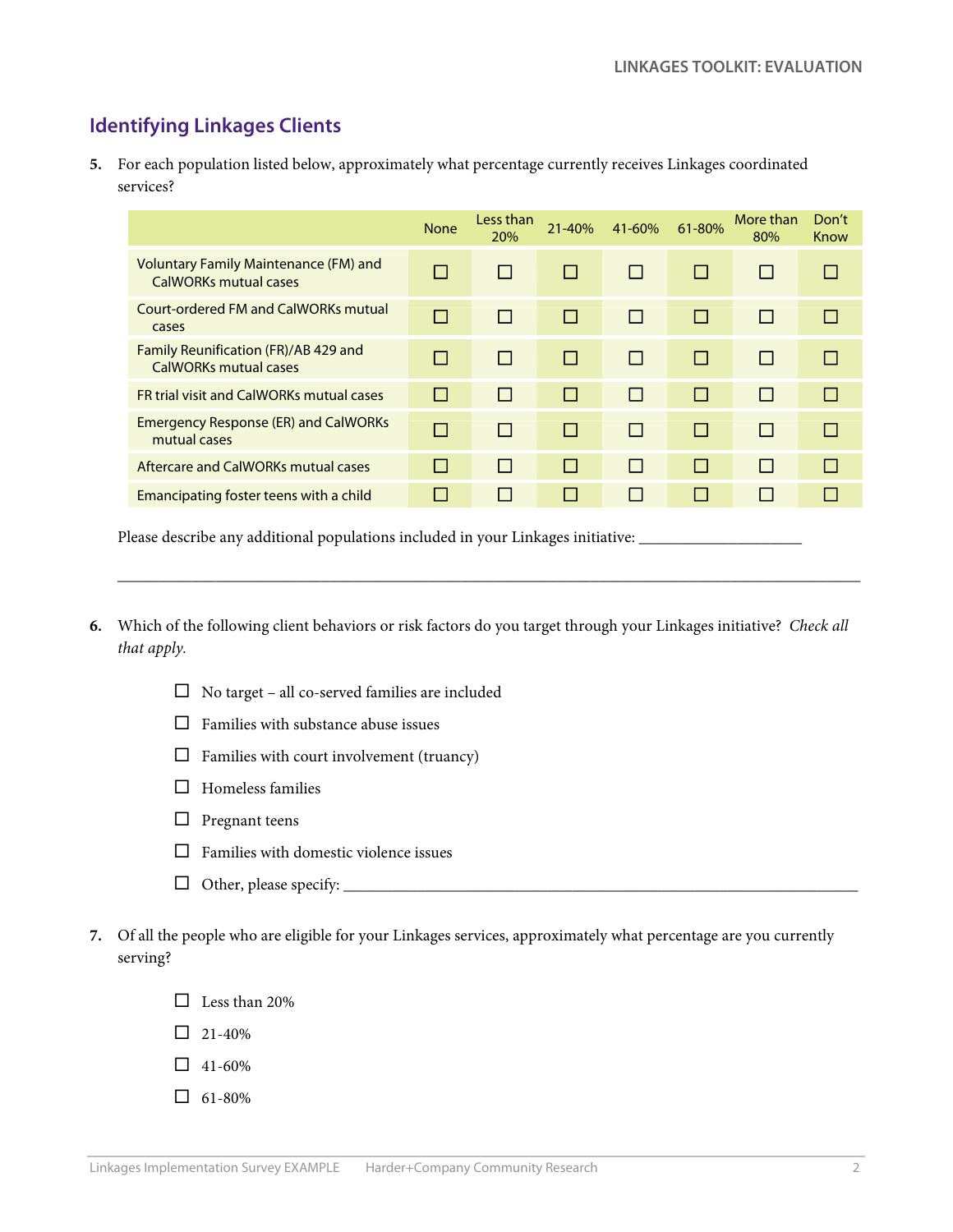## Identifying Linkages Clients

**5.** For each population listed below, approximately what percentage currently receives Linkages coordinated services?

| | None | Less than 20% | 21-40% | 41-60% | 61-80% | More than 80% | Don't Know |
|---|---|---|---|---|---|---|---|
| Voluntary Family Maintenance (FM) and CalWORKs mutual cases | ☐ | ☐ | ☐ | ☐ | ☐ | ☐ | ☐ |
| Court-ordered FM and CalWORKs mutual cases | ☐ | ☐ | ☐ | ☐ | ☐ | ☐ | ☐ |
| Family Reunification (FR)/AB 429 and CalWORKs mutual cases | ☐ | ☐ | ☐ | ☐ | ☐ | ☐ | ☐ |
| FR trial visit and CalWORKs mutual cases | ☐ | ☐ | ☐ | ☐ | ☐ | ☐ | ☐ |
| Emergency Response (ER) and CalWORKs mutual cases | ☐ | ☐ | ☐ | ☐ | ☐ | ☐ | ☐ |
| Aftercare and CalWORKs mutual cases | ☐ | ☐ | ☐ | ☐ | ☐ | ☐ | ☐ |
| Emancipating foster teens with a child | ☐ | ☐ | ☐ | ☐ | ☐ | ☐ | ☐ |

Please describe any additional populations included in your Linkages initiative: ____________________

______________________________________________________________________________________________

**6.** Which of the following client behaviors or risk factors do you target through your Linkages initiative? *Check all that apply.*

- ☐ No target – all co-served families are included
- ☐ Families with substance abuse issues
- ☐ Families with court involvement (truancy)
- ☐ Homeless families
- ☐ Pregnant teens
- ☐ Families with domestic violence issues
- ☐ Other, please specify: ________________________________________________________________

**7.** Of all the people who are eligible for your Linkages services, approximately what percentage are you currently serving?

- ☐ Less than 20%
- ☐ 21-40%
- ☐ 41-60%
- ☐ 61-80%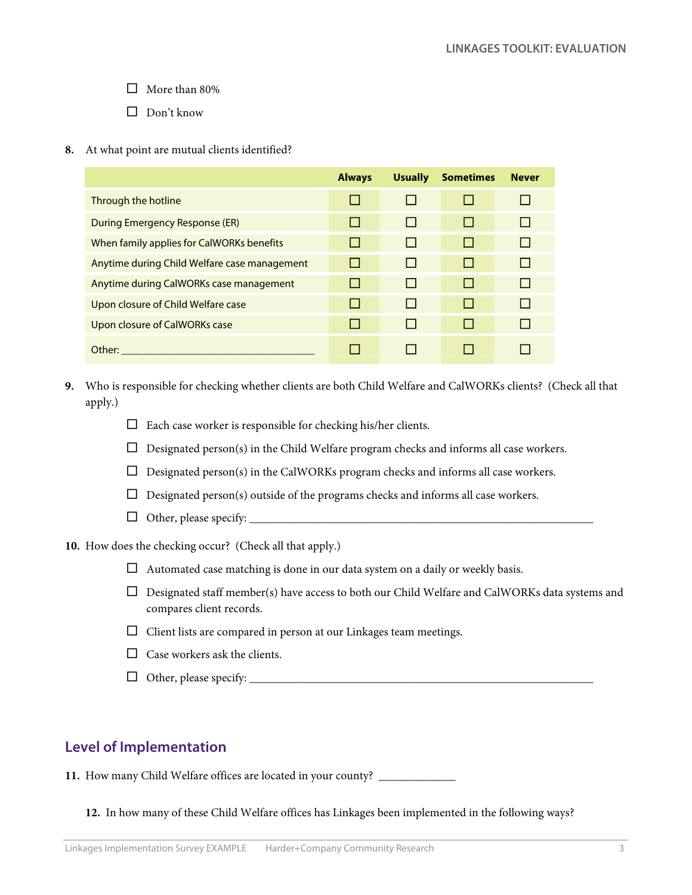- ☐ More than 80%
- ☐ Don't know

**8.** At what point are mutual clients identified?

| | Always | Usually | Sometimes | Never |
|---|---|---|---|---|
| Through the hotline | ☐ | ☐ | ☐ | ☐ |
| During Emergency Response (ER) | ☐ | ☐ | ☐ | ☐ |
| When family applies for CalWORKs benefits | ☐ | ☐ | ☐ | ☐ |
| Anytime during Child Welfare case management | ☐ | ☐ | ☐ | ☐ |
| Anytime during CalWORKs case management | ☐ | ☐ | ☐ | ☐ |
| Upon closure of Child Welfare case | ☐ | ☐ | ☐ | ☐ |
| Upon closure of CalWORKs case | ☐ | ☐ | ☐ | ☐ |
| Other: ___________________________________ | ☐ | ☐ | ☐ | ☐ |

**9.** Who is responsible for checking whether clients are both Child Welfare and CalWORKs clients? (Check all that apply.)

- ☐ Each case worker is responsible for checking his/her clients.
- ☐ Designated person(s) in the Child Welfare program checks and informs all case workers.
- ☐ Designated person(s) in the CalWORKs program checks and informs all case workers.
- ☐ Designated person(s) outside of the programs checks and informs all case workers.
- ☐ Other, please specify: ___________________________________________________________

**10.** How does the checking occur? (Check all that apply.)

- ☐ Automated case matching is done in our data system on a daily or weekly basis.
- ☐ Designated staff member(s) have access to both our Child Welfare and CalWORKs data systems and compares client records.
- ☐ Client lists are compared in person at our Linkages team meetings.
- ☐ Case workers ask the clients.
- ☐ Other, please specify: ___________________________________________________________

## Level of Implementation

**11.** How many Child Welfare offices are located in your county? _____________

**12.** In how many of these Child Welfare offices has Linkages been implemented in the following ways?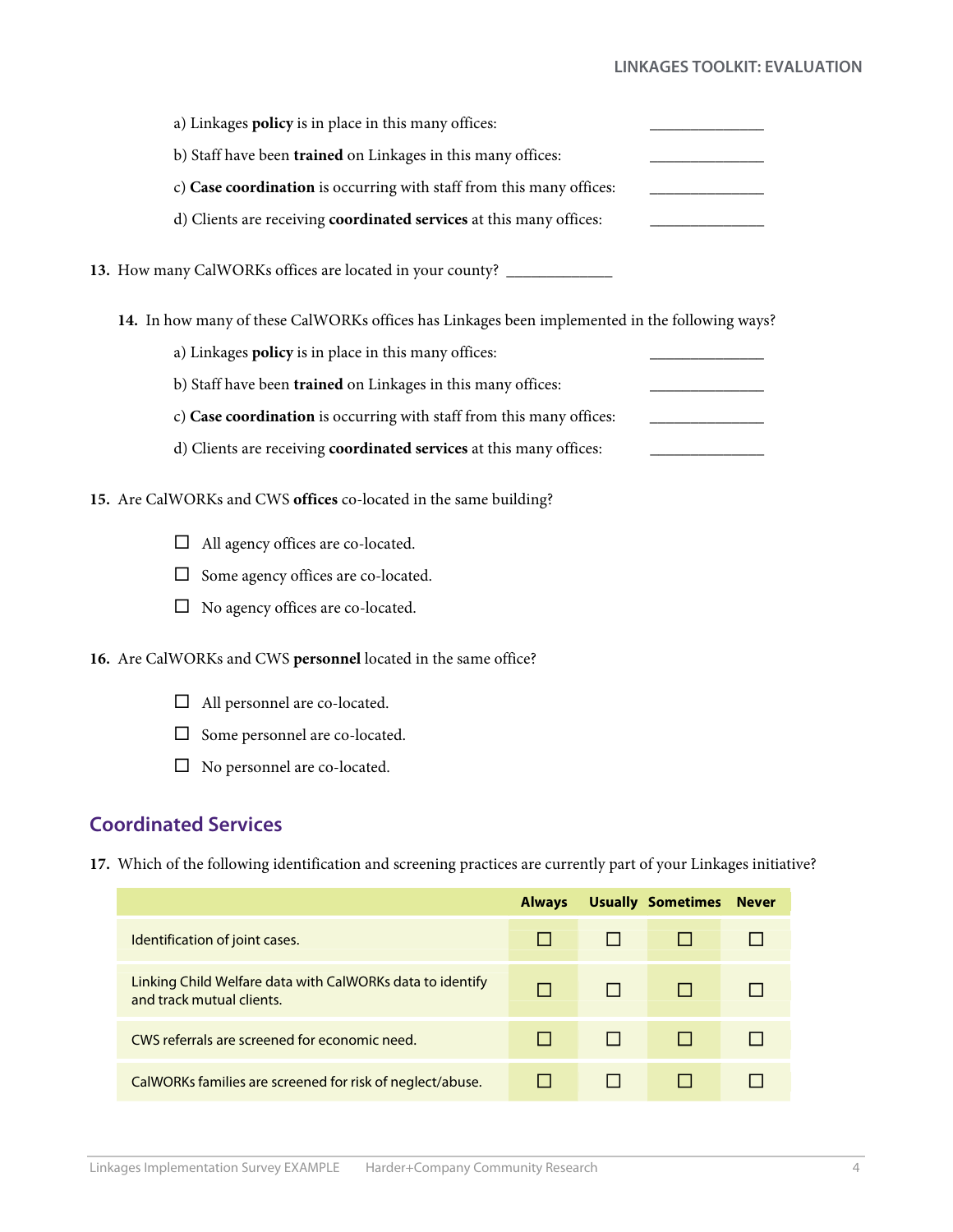a) Linkages **policy** is in place in this many offices: _______________

b) Staff have been **trained** on Linkages in this many offices: _______________

c) **Case coordination** is occurring with staff from this many offices: _______________

d) Clients are receiving **coordinated services** at this many offices: _______________

**13.** How many CalWORKs offices are located in your county? ______________

**14.** In how many of these CalWORKs offices has Linkages been implemented in the following ways?

a) Linkages **policy** is in place in this many offices: _______________

b) Staff have been **trained** on Linkages in this many offices: _______________

c) **Case coordination** is occurring with staff from this many offices: _______________

d) Clients are receiving **coordinated services** at this many offices: _______________

**15.** Are CalWORKs and CWS **offices** co-located in the same building?

- ☐ All agency offices are co-located.
- ☐ Some agency offices are co-located.
- ☐ No agency offices are co-located.

**16.** Are CalWORKs and CWS **personnel** located in the same office?

- ☐ All personnel are co-located.
- ☐ Some personnel are co-located.
- ☐ No personnel are co-located.

## Coordinated Services

**17.** Which of the following identification and screening practices are currently part of your Linkages initiative?

| | Always | Usually | Sometimes | Never |
|---|---|---|---|---|
| Identification of joint cases. | ☐ | ☐ | ☐ | ☐ |
| Linking Child Welfare data with CalWORKs data to identify and track mutual clients. | ☐ | ☐ | ☐ | ☐ |
| CWS referrals are screened for economic need. | ☐ | ☐ | ☐ | ☐ |
| CalWORKs families are screened for risk of neglect/abuse. | ☐ | ☐ | ☐ | ☐ |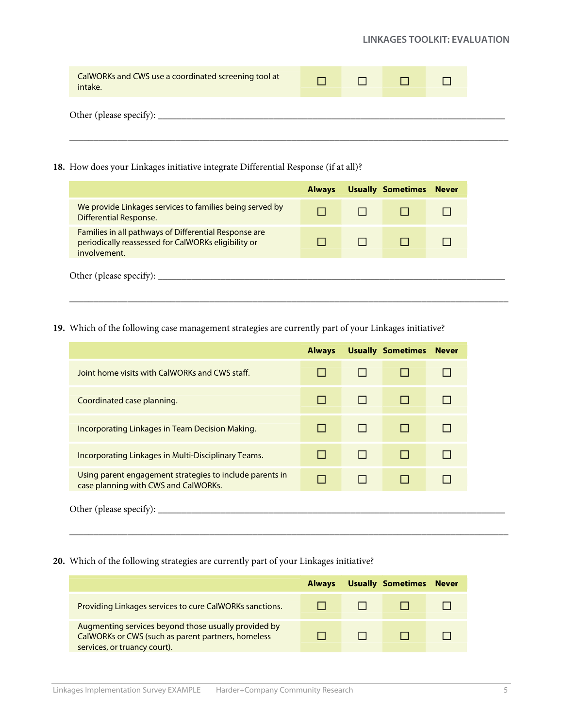| | | | | |
|---|---|---|---|---|
| CalWORKs and CWS use a coordinated screening tool at intake. | ☐ | ☐ | ☐ | ☐ |

Other (please specify): ______________________________________________________________________________

______________________________________________________________________________________________

**18.** How does your Linkages initiative integrate Differential Response (if at all)?

| | Always | Usually | Sometimes | Never |
|---|---|---|---|---|
| We provide Linkages services to families being served by Differential Response. | ☐ | ☐ | ☐ | ☐ |
| Families in all pathways of Differential Response are periodically reassessed for CalWORKs eligibility or involvement. | ☐ | ☐ | ☐ | ☐ |

Other (please specify): ______________________________________________________________________________

______________________________________________________________________________________________

**19.** Which of the following case management strategies are currently part of your Linkages initiative?

| | Always | Usually | Sometimes | Never |
|---|---|---|---|---|
| Joint home visits with CalWORKs and CWS staff. | ☐ | ☐ | ☐ | ☐ |
| Coordinated case planning. | ☐ | ☐ | ☐ | ☐ |
| Incorporating Linkages in Team Decision Making. | ☐ | ☐ | ☐ | ☐ |
| Incorporating Linkages in Multi-Disciplinary Teams. | ☐ | ☐ | ☐ | ☐ |
| Using parent engagement strategies to include parents in case planning with CWS and CalWORKs. | ☐ | ☐ | ☐ | ☐ |

Other (please specify): ______________________________________________________________________________

______________________________________________________________________________________________

**20.** Which of the following strategies are currently part of your Linkages initiative?

| | Always | Usually | Sometimes | Never |
|---|---|---|---|---|
| Providing Linkages services to cure CalWORKs sanctions. | ☐ | ☐ | ☐ | ☐ |
| Augmenting services beyond those usually provided by CalWORKs or CWS (such as parent partners, homeless services, or truancy court). | ☐ | ☐ | ☐ | ☐ |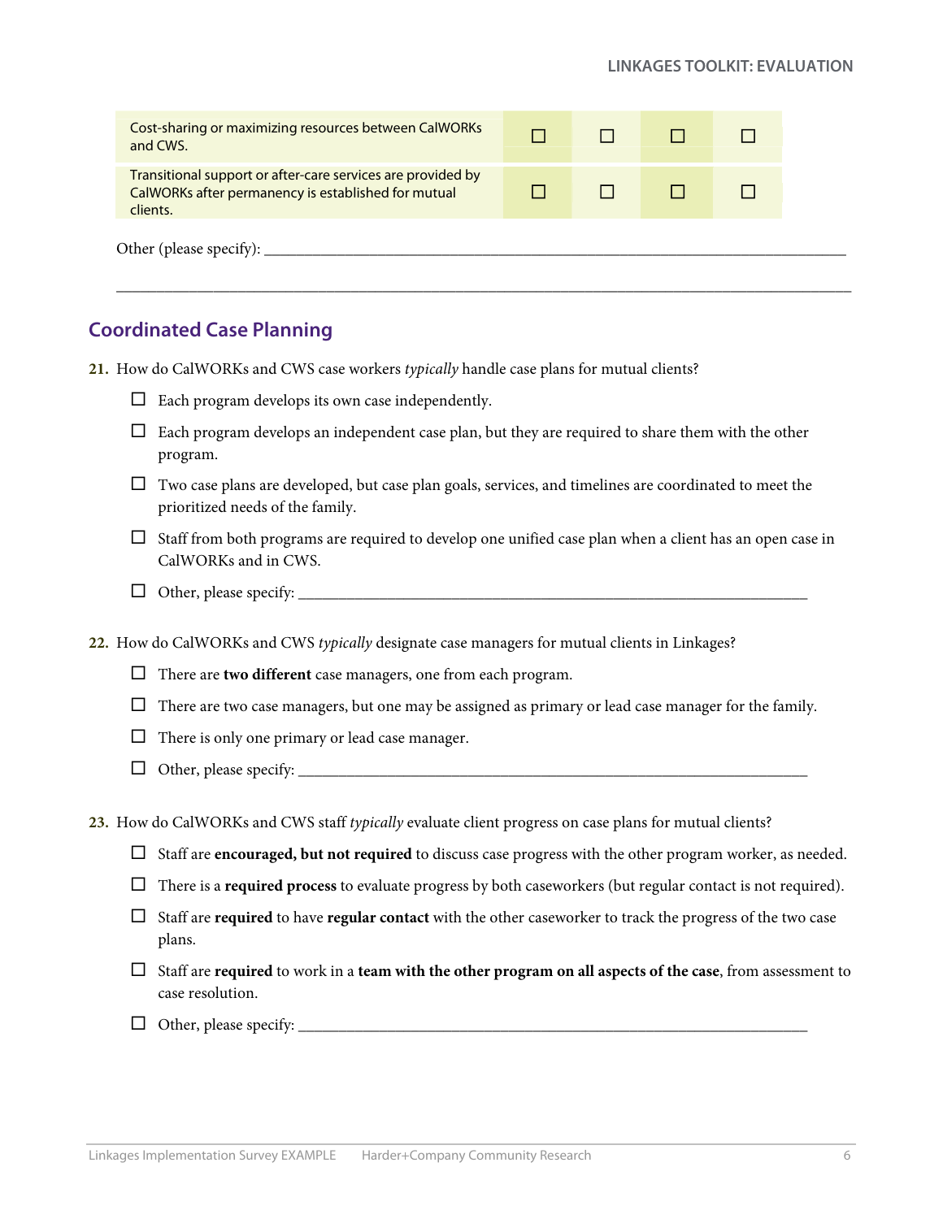| | | | | |
|---|---|---|---|---|
| Cost-sharing or maximizing resources between CalWORKs and CWS. | ☐ | ☐ | ☐ | ☐ |
| Transitional support or after-care services are provided by CalWORKs after permanency is established for mutual clients. | ☐ | ☐ | ☐ | ☐ |

Other (please specify): ___________________________________________________________________________

___________________________________________________________________________________________

## Coordinated Case Planning

**21.** How do CalWORKs and CWS case workers *typically* handle case plans for mutual clients?

- ☐ Each program develops its own case independently.
- ☐ Each program develops an independent case plan, but they are required to share them with the other program.
- ☐ Two case plans are developed, but case plan goals, services, and timelines are coordinated to meet the prioritized needs of the family.
- ☐ Staff from both programs are required to develop one unified case plan when a client has an open case in CalWORKs and in CWS.
- ☐ Other, please specify: ___________________________________________________________________

**22.** How do CalWORKs and CWS *typically* designate case managers for mutual clients in Linkages?

- ☐ There are **two different** case managers, one from each program.
- ☐ There are two case managers, but one may be assigned as primary or lead case manager for the family.
- ☐ There is only one primary or lead case manager.
- ☐ Other, please specify: ___________________________________________________________________

**23.** How do CalWORKs and CWS staff *typically* evaluate client progress on case plans for mutual clients?

- ☐ Staff are **encouraged, but not required** to discuss case progress with the other program worker, as needed.
- ☐ There is a **required process** to evaluate progress by both caseworkers (but regular contact is not required).
- ☐ Staff are **required** to have **regular contact** with the other caseworker to track the progress of the two case plans.
- ☐ Staff are **required** to work in a **team with the other program on all aspects of the case**, from assessment to case resolution.
- ☐ Other, please specify: ___________________________________________________________________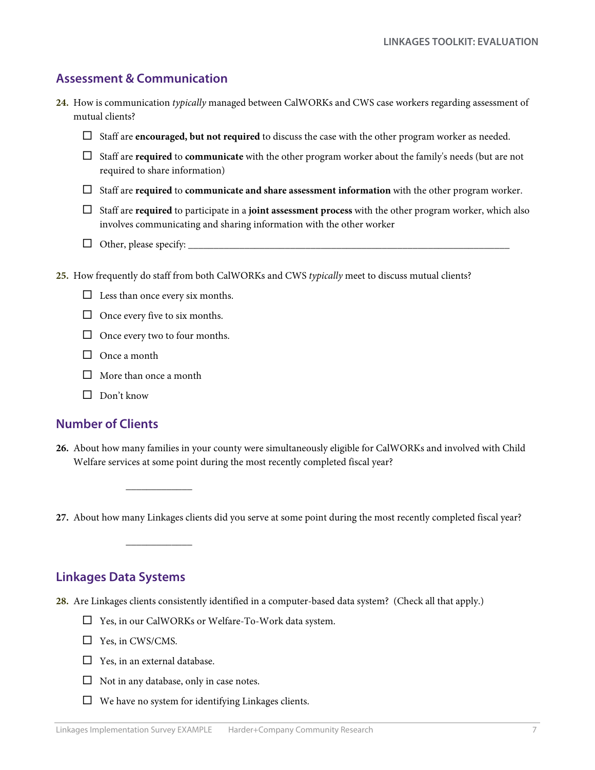## Assessment & Communication

**24.** How is communication *typically* managed between CalWORKs and CWS case workers regarding assessment of mutual clients?

- ☐ Staff are **encouraged, but not required** to discuss the case with the other program worker as needed.
- ☐ Staff are **required** to **communicate** with the other program worker about the family's needs (but are not required to share information)
- ☐ Staff are **required** to **communicate and share assessment information** with the other program worker.
- ☐ Staff are **required** to participate in a **joint assessment process** with the other program worker, which also involves communicating and sharing information with the other worker
- ☐ Other, please specify: ___________________________________________________________________

**25.** How frequently do staff from both CalWORKs and CWS *typically* meet to discuss mutual clients?

- ☐ Less than once every six months.
- ☐ Once every five to six months.
- ☐ Once every two to four months.
- ☐ Once a month
- ☐ More than once a month
- ☐ Don't know

## Number of Clients

**26.** About how many families in your county were simultaneously eligible for CalWORKs and involved with Child Welfare services at some point during the most recently completed fiscal year?

_____________

**27.** About how many Linkages clients did you serve at some point during the most recently completed fiscal year?

_____________

## Linkages Data Systems

**28.** Are Linkages clients consistently identified in a computer-based data system? (Check all that apply.)

- ☐ Yes, in our CalWORKs or Welfare-To-Work data system.
- ☐ Yes, in CWS/CMS.
- ☐ Yes, in an external database.
- ☐ Not in any database, only in case notes.
- ☐ We have no system for identifying Linkages clients.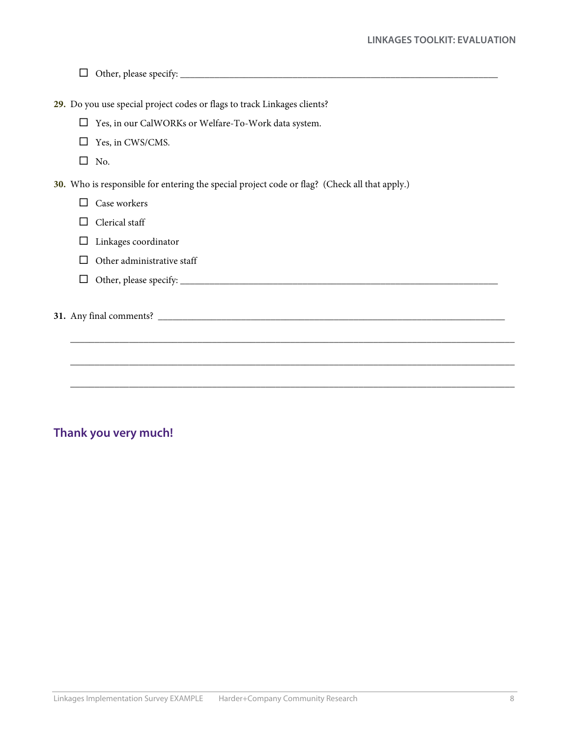- ☐ Other, please specify: ___________________________________________________________

**29.** Do you use special project codes or flags to track Linkages clients?

- ☐ Yes, in our CalWORKs or Welfare-To-Work data system.
- ☐ Yes, in CWS/CMS.
- ☐ No.

**30.** Who is responsible for entering the special project code or flag? (Check all that apply.)

- ☐ Case workers
- ☐ Clerical staff
- ☐ Linkages coordinator
- ☐ Other administrative staff
- ☐ Other, please specify: ___________________________________________________________

**31.** Any final comments? ___________________________________________________________

_____________________________________________________________________________

_____________________________________________________________________________

_____________________________________________________________________________

## Thank you very much!